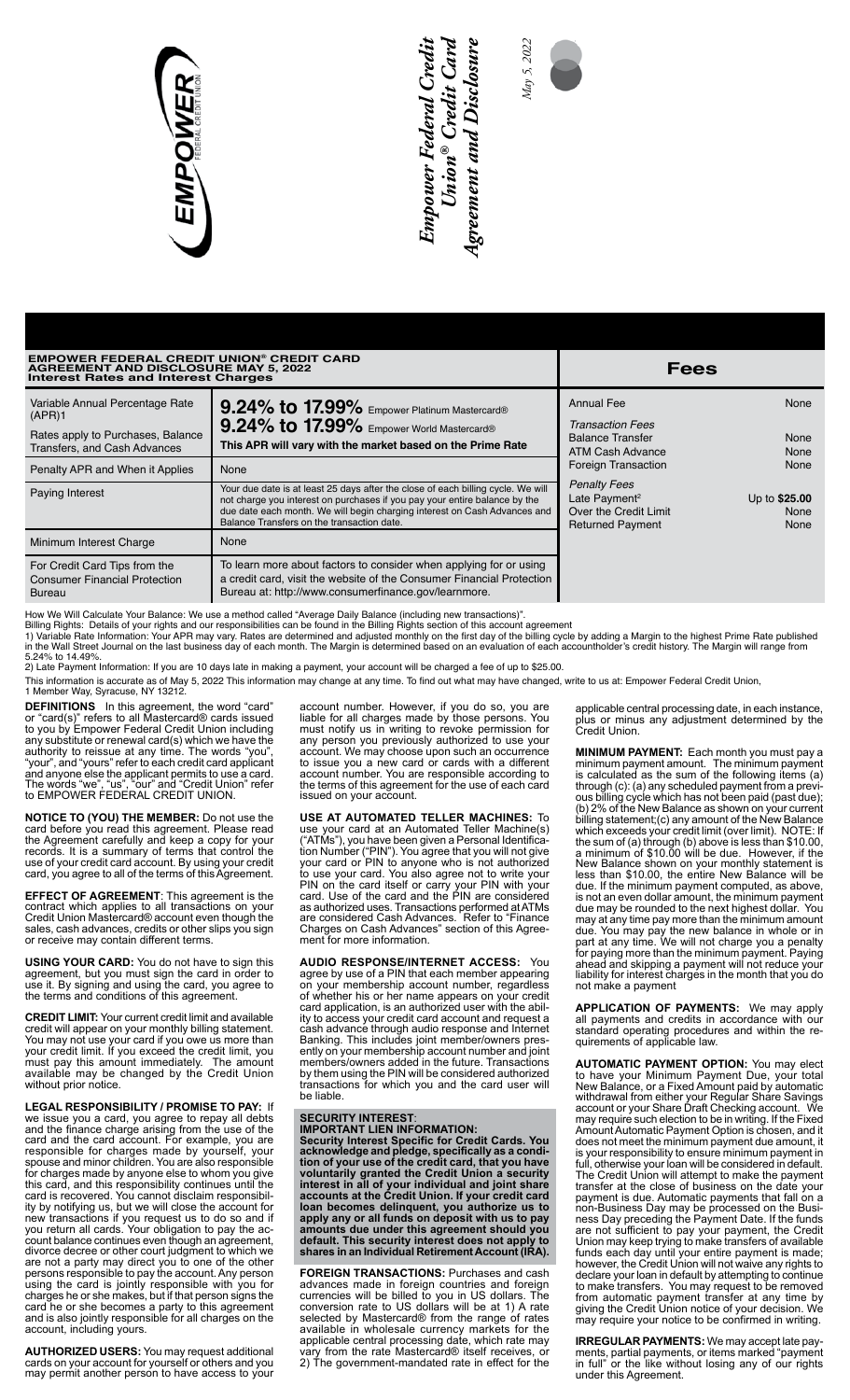# Empower Federal Credit Union® Credit Card Agreement and Disclosure

*May 5, 2022*

## EMPOWER FEDERAL CREDIT UNION® CREDIT CARD AGREEMENT AND DISCLOSURE MAY 5, 2022

### Interest Rates and Interest Charges

| | |
|---|---|
| Variable Annual Percentage Rate (APR)1<br><br>Rates apply to Purchases, Balance Transfers, and Cash Advances | **9.24% to 17.99%** Empower Platinum Mastercard®<br>**9.24% to 17.99%** Empower World Mastercard®<br>**This APR will vary with the market based on the Prime Rate** |
| Penalty APR and When it Applies | None |
| Paying Interest | Your due date is at least 25 days after the close of each billing cycle. We will not charge you interest on purchases if you pay your entire balance by the due date each month. We will begin charging interest on Cash Advances and Balance Transfers on the transaction date. |
| Minimum Interest Charge | None |
| For Credit Card Tips from the Consumer Financial Protection Bureau | To learn more about factors to consider when applying for or using a credit card, visit the website of the Consumer Financial Protection Bureau at: http://www.consumerfinance.gov/learnmore. |

### Fees

| | |
|---|---|
| Annual Fee | None |
| *Transaction Fees* | |
| Balance Transfer | None |
| ATM Cash Advance | None |
| Foreign Transaction | None |
| *Penalty Fees* | |
| Late Payment[2] | Up to **$25.00** |
| Over the Credit Limit | None |
| Returned Payment | None |

How We Will Calculate Your Balance: We use a method called "Average Daily Balance (including new transactions)".

Billing Rights: Details of your rights and our responsibilities can be found in the Billing Rights section of this account agreement

1) Variable Rate Information: Your APR may vary. Rates are determined and adjusted monthly on the first day of the billing cycle by adding a Margin to the highest Prime Rate published in the Wall Street Journal on the last business day of each month. The Margin is determined based on an evaluation of each accountholder's credit history. The Margin will range from 5.24% to 14.49%.

2) Late Payment Information: If you are 10 days late in making a payment, your account will be charged a fee of up to $25.00.

This information is accurate as of May 5, 2022 This information may change at any time. To find out what may have changed, write to us at: Empower Federal Credit Union, 1 Member Way, Syracuse, NY 13212.

**DEFINITIONS** In this agreement, the word "card" or "card(s)" refers to all Mastercard® cards issued to you by Empower Federal Credit Union including any substitute or renewal card(s) which we have the authority to reissue at any time. The words "you", "your", and "yours" refer to each credit card applicant and anyone else the applicant permits to use a card. The words "we", "us", "our" and "Credit Union" refer to EMPOWER FEDERAL CREDIT UNION.

**NOTICE TO (YOU) THE MEMBER:** Do not use the card before you read this agreement. Please read the Agreement carefully and keep a copy for your records. It is a summary of terms that control the use of your credit card account. By using your credit card, you agree to all of the terms of this Agreement.

**EFFECT OF AGREEMENT**: This agreement is the contract which applies to all transactions on your Credit Union Mastercard® account even though the sales, cash advances, credits or other slips you sign or receive may contain different terms.

**USING YOUR CARD:** You do not have to sign this agreement, but you must sign the card in order to use it. By signing and using the card, you agree to the terms and conditions of this agreement.

**CREDIT LIMIT:** Your current credit limit and available credit will appear on your monthly billing statement. You may not use your card if you owe us more than your credit limit. If you exceed the credit limit, you must pay this amount immediately. The amount available may be changed by the Credit Union without prior notice.

**LEGAL RESPONSIBILITY / PROMISE TO PAY:** If we issue you a card, you agree to repay all debts and the finance charge arising from the use of the card and the card account. For example, you are responsible for charges made by yourself, your spouse and minor children. You are also responsible for charges made by anyone else to whom you give this card, and this responsibility continues until the card is recovered. You cannot disclaim responsibility by notifying us, but we will close the account for new transactions if you request us to do so and if you return all cards. Your obligation to pay the account balance continues even though an agreement, divorce decree or other court judgment to which we are not a party may direct you to one of the other persons responsible to pay the account. Any person using the card is jointly responsible with you for charges he or she makes, but if that person signs the card he or she becomes a party to this agreement and is also jointly responsible for all charges on the account, including yours.

**AUTHORIZED USERS:** You may request additional cards on your account for yourself or others and you may permit another person to have access to your account number. However, if you do so, you are liable for all charges made by those persons. You must notify us in writing to revoke permission for any person you previously authorized to use your account. We may choose upon such an occurrence to issue you a new card or cards with a different account number. You are responsible according to the terms of this agreement for the use of each card issued on your account.

**USE AT AUTOMATED TELLER MACHINES:** To use your card at an Automated Teller Machine(s) ("ATMs"), you have been given a Personal Identification Number ("PIN"). You agree that you will not give your card or PIN to anyone who is not authorized to use your card. You also agree not to write your PIN on the card itself or carry your PIN with your card. Use of the card and the PIN are considered as authorized uses. Transactions performed at ATMs are considered Cash Advances. Refer to "Finance Charges on Cash Advances" section of this Agreement for more information.

**AUDIO RESPONSE/INTERNET ACCESS:** You agree by use of a PIN that each member appearing on your membership account number, regardless of whether his or her name appears on your credit card application, is an authorized user with the ability to access your credit card account and request a cash advance through audio response and Internet Banking. This includes joint member/owners presently on your membership account number and joint members/owners added in the future. Transactions by them using the PIN will be considered authorized transactions for which you and the card user will be liable.

**SECURITY INTEREST**:
**IMPORTANT LIEN INFORMATION:**
**Security Interest Specific for Credit Cards. You acknowledge and pledge, specifically as a condition of your use of the credit card, that you have voluntarily granted the Credit Union a security interest in all of your individual and joint share accounts at the Credit Union. If your credit card loan becomes delinquent, you authorize us to apply any or all funds on deposit with us to pay amounts due under this agreement should you default. This security interest does not apply to shares in an Individual Retirement Account (IRA).**

**FOREIGN TRANSACTIONS:** Purchases and cash advances made in foreign countries and foreign currencies will be billed to you in US dollars. The conversion rate to US dollars will be at 1) A rate selected by Mastercard® from the range of rates available in wholesale currency markets for the applicable central processing date, which rate may vary from the rate Mastercard® itself receives, or 2) The government-mandated rate in effect for the applicable central processing date, in each instance, plus or minus any adjustment determined by the Credit Union.

**MINIMUM PAYMENT:** Each month you must pay a minimum payment amount. The minimum payment is calculated as the sum of the following items (a) through (c): (a) any scheduled payment from a previous billing cycle which has not been paid (past due); (b) 2% of the New Balance as shown on your current billing statement;(c) any amount of the New Balance which exceeds your credit limit (over limit). NOTE: If the sum of (a) through (b) above is less than $10.00, a minimum of $10.00 will be due. However, if the New Balance shown on your monthly statement is less than $10.00, the entire New Balance will be due. If the minimum payment computed, as above, is not an even dollar amount, the minimum payment due may be rounded to the next highest dollar. You may at any time pay more than the minimum amount due. You may pay the new balance in whole or in part at any time. We will not charge you a penalty for paying more than the minimum payment. Paying ahead and skipping a payment will not reduce your liability for interest charges in the month that you do not make a payment

**APPLICATION OF PAYMENTS:** We may apply all payments and credits in accordance with our standard operating procedures and within the requirements of applicable law.

**AUTOMATIC PAYMENT OPTION:** You may elect to have your Minimum Payment Due, your total New Balance, or a Fixed Amount paid by automatic withdrawal from either your Regular Share Savings account or your Share Draft Checking account. We may require such election to be in writing. If the Fixed Amount Automatic Payment Option is chosen, and it does not meet the minimum payment due amount, it is your responsibility to ensure minimum payment in full, otherwise your loan will be considered in default. The Credit Union will attempt to make the payment transfer at the close of business on the date your payment is due. Automatic payments that fall on a non-Business Day may be processed on the Business Day preceding the Payment Date. If the funds are not sufficient to pay your payment, the Credit Union may keep trying to make transfers of available funds each day until your entire payment is made; however, the Credit Union will not waive any rights to declare your loan in default by attempting to continue to make transfers. You may request to be removed from automatic payment transfer at any time by giving the Credit Union notice of your decision. We may require your notice to be confirmed in writing.

**IRREGULAR PAYMENTS:** We may accept late payments, partial payments, or items marked "payment in full" or the like without losing any of our rights under this Agreement.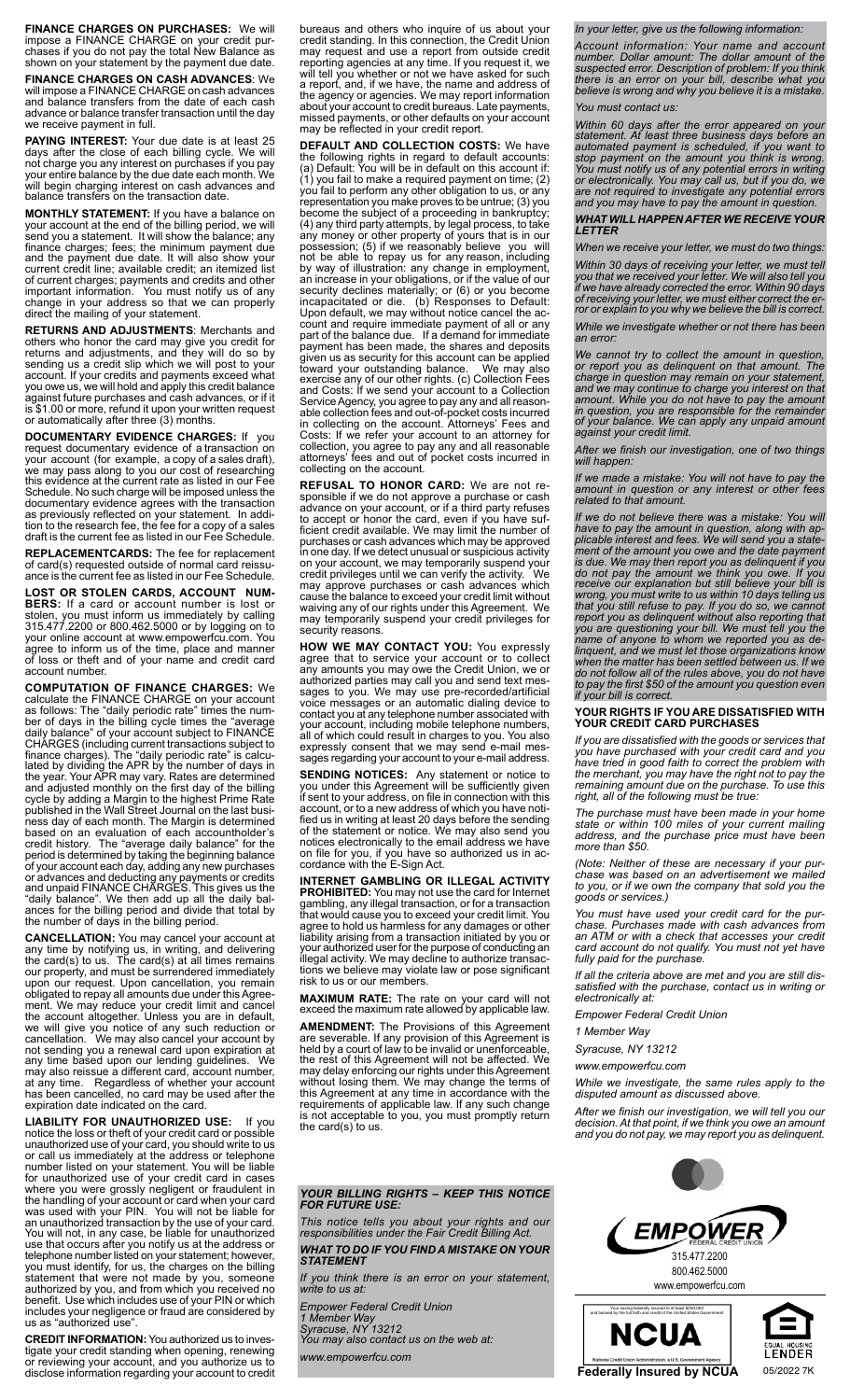**FINANCE CHARGES ON PURCHASES:** We will impose a FINANCE CHARGE on your credit purchases if you do not pay the total New Balance as shown on your statement by the payment due date.

**FINANCE CHARGES ON CASH ADVANCES:** We will impose a FINANCE CHARGE on cash advances and balance transfers from the date of each cash advance or balance transfer transaction until the day we receive payment in full.

**PAYING INTEREST:** Your due date is at least 25 days after the close of each billing cycle. We will not charge you any interest on purchases if you pay your entire balance by the due date each month. We will begin charging interest on cash advances and balance transfers on the transaction date.

**MONTHLY STATEMENT:** If you have a balance on your account at the end of the billing period, we will send you a statement. It will show the balance; any finance charges; fees; the minimum payment due and the payment due date. It will also show your current credit line; available credit; an itemized list of current charges; payments and credits and other important information. You must notify us of any change in your address so that we can properly direct the mailing of your statement.

**RETURNS AND ADJUSTMENTS:** Merchants and others who honor the card may give you credit for returns and adjustments, and they will do so by sending us a credit slip which we will post to your account. If your credits and payments exceed what you owe us, we will hold and apply this credit balance against future purchases and cash advances, or if it is $1.00 or more, refund it upon your written request or automatically after three (3) months.

**DOCUMENTARY EVIDENCE CHARGES:** If you request documentary evidence of a transaction on your account (for example, a copy of a sales draft), we may pass along to you our cost of researching this evidence at the current rate as listed in our Fee Schedule. No such charge will be imposed unless the documentary evidence agrees with the transaction as previously reflected on your statement. In addition to the research fee, the fee for a copy of a sales draft is the current fee as listed in our Fee Schedule.

**REPLACEMENTCARDS:** The fee for replacement of card(s) requested outside of normal card reissuance is the current fee as listed in our Fee Schedule.

**LOST OR STOLEN CARDS, ACCOUNT NUMBERS:** If a card or account number is lost or stolen, you must inform us immediately by calling 315.477.2200 or 800.462.5000 or by logging on to your online account at www.empowerfcu.com. You agree to inform us of the time, place and manner of loss or theft and of your name and credit card account number.

**COMPUTATION OF FINANCE CHARGES:** We calculate the FINANCE CHARGE on your account as follows: The "daily periodic rate" times the number of days in the billing cycle times the "average daily balance" of your account subject to FINANCE CHARGES (including current transactions subject to finance charges). The "daily periodic rate" is calculated by dividing the APR by the number of days in the year. Your APR may vary. Rates are determined and adjusted monthly on the first day of the billing cycle by adding a Margin to the highest Prime Rate published in the Wall Street Journal on the last business day of each month. The Margin is determined based on an evaluation of each accountholder's credit history. The "average daily balance" for the period is determined by taking the beginning balance of your account each day, adding any new purchases or advances and deducting any payments or credits and unpaid FINANCE CHARGES. This gives us the "daily balance". We then add up all the daily balances for the billing period and divide that total by the number of days in the billing period.

**CANCELLATION:** You may cancel your account at any time by notifying us, in writing, and delivering the card(s) to us. The card(s) at all times remains our property, and must be surrendered immediately upon our request. Upon cancellation, you remain obligated to repay all amounts due under this Agreement. We may reduce your credit limit and cancel the account altogether. Unless you are in default, we will give you notice of any such reduction or cancellation. We may also cancel your account by not sending you a renewal card upon expiration at any time based upon our lending guidelines. We may also reissue a different card, account number, at any time. Regardless of whether your account has been cancelled, no card may be used after the expiration date indicated on the card.

**LIABILITY FOR UNAUTHORIZED USE:** If you notice the loss or theft of your credit card or possible unauthorized use of your card, you should write to us or call us immediately at the address or telephone number listed on your statement. You will be liable for unauthorized use of your credit card in cases where you were grossly negligent or fraudulent in the handling of your account or card when your card was used with your PIN. You will not be liable for an unauthorized transaction by the use of your card. You will not, in any case, be liable for unauthorized use that occurs after you notify us at the address or telephone number listed on your statement; however, you must identify, for us, the charges on the billing statement that were not made by you, someone authorized by you, and from which you received no benefit. Use which includes use of your PIN or which includes your negligence or fraud are considered by us as "authorized use".

**CREDIT INFORMATION:** You authorized us to investigate your credit standing when opening, renewing or reviewing your account, and you authorize us to disclose information regarding your account to credit bureaus and others who inquire of us about your credit standing. In this connection, the Credit Union may request and use a report from outside credit reporting agencies at any time. If you request it, we will tell you whether or not we have asked for such a report, and, if we have, the name and address of the agency or agencies. We may report information about your account to credit bureaus. Late payments, missed payments, or other defaults on your account may be reflected in your credit report.

**DEFAULT AND COLLECTION COSTS:** We have the following rights in regard to default accounts: (a) Default: You will be in default on this account if: (1) you fail to make a required payment on time; (2) you fail to perform any other obligation to us, or any representation you make proves to be untrue; (3) you become the subject of a proceeding in bankruptcy; (4) any third party attempts, by legal process, to take any money or other property of yours that is in our possession; (5) if we reasonably believe you will not be able to repay us for any reason, including by way of illustration: any change in employment, an increase in your obligations, or if the value of our security declines materially; or (6) or you become incapacitated or die. (b) Responses to Default: Upon default, we may without notice cancel the account and require immediate payment of all or any part of the balance due. If a demand for immediate payment has been made, the shares and deposits given us as security for this account can be applied toward your outstanding balance. We may also exercise any of our other rights. (c) Collection Fees and Costs: If we send your account to a Collection Service Agency, you agree to pay any and all reasonable collection fees and out-of-pocket costs incurred in collecting on the account. Attorneys' Fees and Costs: If we refer your account to an attorney for collection, you agree to pay any and all reasonable attorneys' fees and out of pocket costs incurred in collecting on the account.

**REFUSAL TO HONOR CARD:** We are not responsible if we do not approve a purchase or cash advance on your account, or if a third party refuses to accept or honor the card, even if you have sufficient credit available. We may limit the number of purchases or cash advances which may be approved in one day. If we detect unusual or suspicious activity on your account, we may temporarily suspend your credit privileges until we can verify the activity. We may approve purchases or cash advances which cause the balance to exceed your credit limit without waiving any of our rights under this Agreement. We may temporarily suspend your credit privileges for security reasons.

**HOW WE MAY CONTACT YOU:** You expressly agree that to service your account or to collect any amounts you may owe the Credit Union, we or authorized parties may call you and send text messages to you. We may use pre-recorded/artificial voice messages or an automatic dialing device to contact you at any telephone number associated with your account, including mobile telephone numbers, all of which could result in charges to you. You also expressly consent that we may send e-mail messages regarding your account to your e-mail address.

**SENDING NOTICES:** Any statement or notice to you under this Agreement will be sufficiently given if sent to your address, on file in connection with this account, or to a new address of which you have notified us in writing at least 20 days before the sending of the statement or notice. We may also send you notices electronically to the email address we have on file for you, if you have so authorized us in accordance with the E-Sign Act.

**INTERNET GAMBLING OR ILLEGAL ACTIVITY PROHIBITED:** You may not use the card for Internet gambling, any illegal transaction, or for a transaction that would cause you to exceed your credit limit. You agree to hold us harmless for any damages or other liability arising from a transaction initiated by you or your authorized user for the purpose of conducting an illegal activity. We may decline to authorize transactions we believe may violate law or pose significant risk to us or our members.

**MAXIMUM RATE:** The rate on your card will not exceed the maximum rate allowed by applicable law.

**AMENDMENT:** The Provisions of this Agreement are severable. If any provision of this Agreement is held by a court of law to be invalid or unenforceable, the rest of this Agreement will not be affected. We may delay enforcing our rights under this Agreement without losing them. We may change the terms of this Agreement at any time in accordance with the requirements of applicable law. If any such change is not acceptable to you, you must promptly return the card(s) to us.

***YOUR BILLING RIGHTS – KEEP THIS NOTICE FOR FUTURE USE:***

*This notice tells you about your rights and our responsibilities under the Fair Credit Billing Act.*

***WHAT TO DO IF YOU FIND A MISTAKE ON YOUR STATEMENT***

*If you think there is an error on your statement, write to us at:*

*Empower Federal Credit Union*
*1 Member Way*
*Syracuse, NY 13212*
*You may also contact us on the web at:*

*www.empowerfcu.com*

*In your letter, give us the following information:*

*Account information: Your name and account number. Dollar amount: The dollar amount of the suspected error. Description of problem: If you think there is an error on your bill, describe what you believe is wrong and why you believe it is a mistake.*

*You must contact us:*

*Within 60 days after the error appeared on your statement. At least three business days before an automated payment is scheduled, if you want to stop payment on the amount you think is wrong. You must notify us of any potential errors in writing or electronically. You may call us, but if you do, we are not required to investigate any potential errors and you may have to pay the amount in question.*

***WHAT WILL HAPPEN AFTER WE RECEIVE YOUR LETTER***

*When we receive your letter, we must do two things:*

*Within 30 days of receiving your letter, we must tell you that we received your letter. We will also tell you if we have already corrected the error. Within 90 days of receiving your letter, we must either correct the error or explain to you why we believe the bill is correct.*

*While we investigate whether or not there has been an error:*

*We cannot try to collect the amount in question, or report you as delinquent on that amount. The charge in question may remain on your statement, and we may continue to charge you interest on that amount. While you do not have to pay the amount in question, you are responsible for the remainder of your balance. We can apply any unpaid amount against your credit limit.*

*After we finish our investigation, one of two things will happen:*

*If we made a mistake: You will not have to pay the amount in question or any interest or other fees related to that amount.*

*If we do not believe there was a mistake: You will have to pay the amount in question, along with applicable interest and fees. We will send you a statement of the amount you owe and the date payment is due. We may then report you as delinquent if you do not pay the amount we think you owe. If you receive our explanation but still believe your bill is wrong, you must write to us within 10 days telling us that you still refuse to pay. If you do so, we cannot report you as delinquent without also reporting that you are questioning your bill. We must tell you the name of anyone to whom we reported you as delinquent, and we must let those organizations know when the matter has been settled between us. If we do not follow all of the rules above, you do not have to pay the first $50 of the amount you question even if your bill is correct.*

**YOUR RIGHTS IF YOU ARE DISSATISFIED WITH YOUR CREDIT CARD PURCHASES**

*If you are dissatisfied with the goods or services that you have purchased with your credit card and you have tried in good faith to correct the problem with the merchant, you may have the right not to pay the remaining amount due on the purchase. To use this right, all of the following must be true:*

*The purchase must have been made in your home state or within 100 miles of your current mailing address, and the purchase price must have been more than $50.*

*(Note: Neither of these are necessary if your purchase was based on an advertisement we mailed to you, or if we own the company that sold you the goods or services.)*

*You must have used your credit card for the purchase. Purchases made with cash advances from an ATM or with a check that accesses your credit card account do not qualify. You must not yet have fully paid for the purchase.*

*If all the criteria above are met and you are still dissatisfied with the purchase, contact us in writing or electronically at:*

*Empower Federal Credit Union*

*1 Member Way*

*Syracuse, NY 13212*

*www.empowerfcu.com*

*While we investigate, the same rules apply to the disputed amount as discussed above.*

*After we finish our investigation, we will tell you our decision. At that point, if we think you owe an amount and you do not pay, we may report you as delinquent.*

EMPOWER FEDERAL CREDIT UNION

315.477.2200
800.462.5000
www.empowerfcu.com

Your savings federally insured to at least $250,000 and backed by the full faith and credit of the United States Government

NCUA

National Credit Union Administration, a U.S. Government Agency

**Federally Insured by NCUA**

EQUAL HOUSING LENDER

05/2022 7K